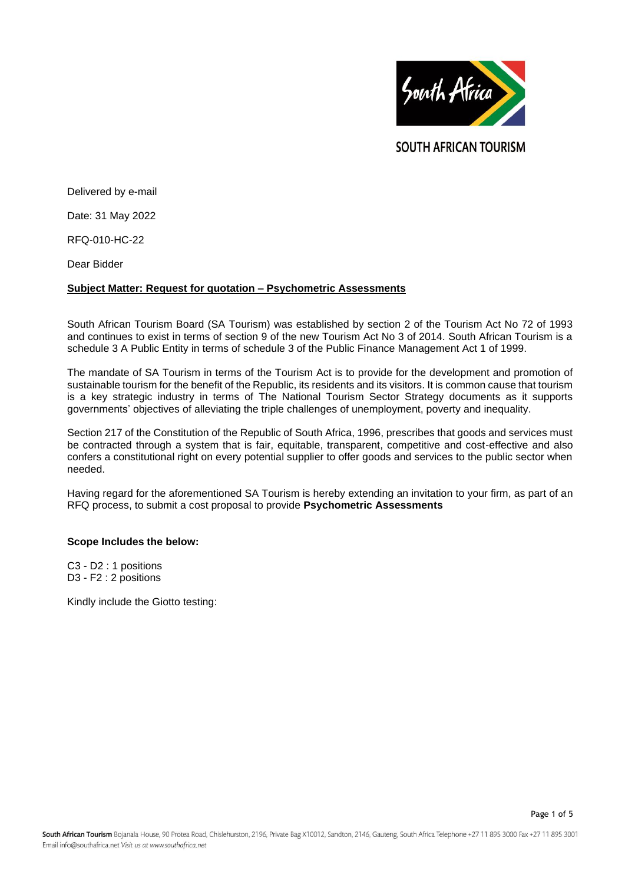SOUTH AFRICAN TOURISM

Delivered by e-mail

Date: 31 May 2022

RFQ-010-HC-22

Dear Bidder

**Subject Matter: Request for quotation – Psychometric Assessments**

South African Tourism Board (SA Tourism) was established by section 2 of the Tourism Act No 72 of 1993 and continues to exist in terms of section 9 of the new Tourism Act No 3 of 2014. South African Tourism is a schedule 3 A Public Entity in terms of schedule 3 of the Public Finance Management Act 1 of 1999.

The mandate of SA Tourism in terms of the Tourism Act is to provide for the development and promotion of sustainable tourism for the benefit of the Republic, its residents and its visitors. It is common cause that tourism is a key strategic industry in terms of The National Tourism Sector Strategy documents as it supports governments' objectives of alleviating the triple challenges of unemployment, poverty and inequality.

Section 217 of the Constitution of the Republic of South Africa, 1996, prescribes that goods and services must be contracted through a system that is fair, equitable, transparent, competitive and cost-effective and also confers a constitutional right on every potential supplier to offer goods and services to the public sector when needed.

Having regard for the aforementioned SA Tourism is hereby extending an invitation to your firm, as part of an RFQ process, to submit a cost proposal to provide **Psychometric Assessments**

**Scope Includes the below:**

C3 - D2 : 1 positions
D3 - F2 : 2 positions

Kindly include the Giotto testing: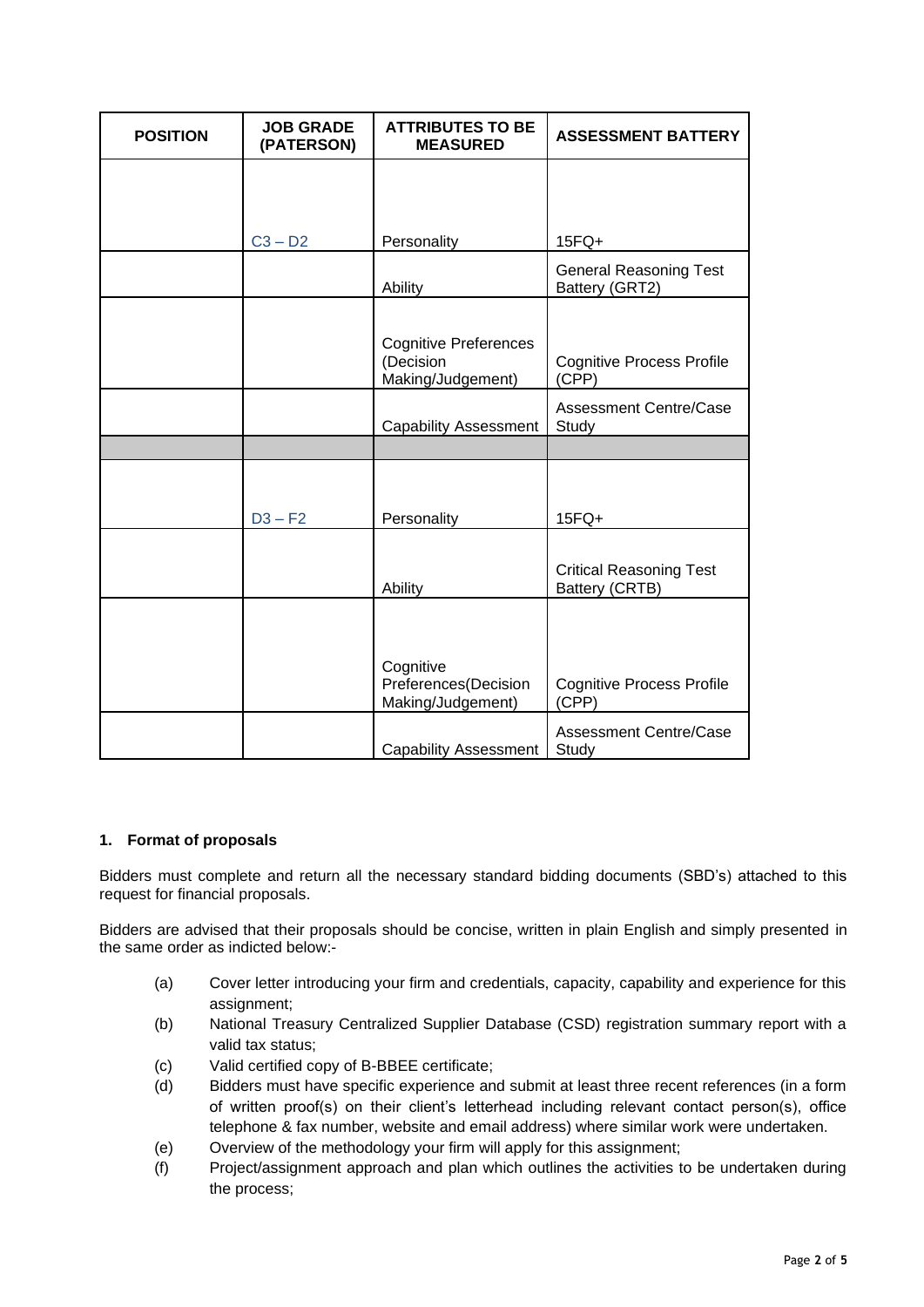| POSITION | JOB GRADE (PATERSON) | ATTRIBUTES TO BE MEASURED | ASSESSMENT BATTERY |
|---|---|---|---|
| | C3 – D2 | Personality | 15FQ+ |
| | | Ability | General Reasoning Test Battery (GRT2) |
| | | Cognitive Preferences (Decision Making/Judgement) | Cognitive Process Profile (CPP) |
| | | Capability Assessment | Assessment Centre/Case Study |
| | | | |
| | D3 – F2 | Personality | 15FQ+ |
| | | Ability | Critical Reasoning Test Battery (CRTB) |
| | | Cognitive Preferences(Decision Making/Judgement) | Cognitive Process Profile (CPP) |
| | | Capability Assessment | Assessment Centre/Case Study |

### 1. Format of proposals

Bidders must complete and return all the necessary standard bidding documents (SBD's) attached to this request for financial proposals.

Bidders are advised that their proposals should be concise, written in plain English and simply presented in the same order as indicted below:-

(a) Cover letter introducing your firm and credentials, capacity, capability and experience for this assignment;

(b) National Treasury Centralized Supplier Database (CSD) registration summary report with a valid tax status;

(c) Valid certified copy of B-BBEE certificate;

(d) Bidders must have specific experience and submit at least three recent references (in a form of written proof(s) on their client's letterhead including relevant contact person(s), office telephone & fax number, website and email address) where similar work were undertaken.

(e) Overview of the methodology your firm will apply for this assignment;

(f) Project/assignment approach and plan which outlines the activities to be undertaken during the process;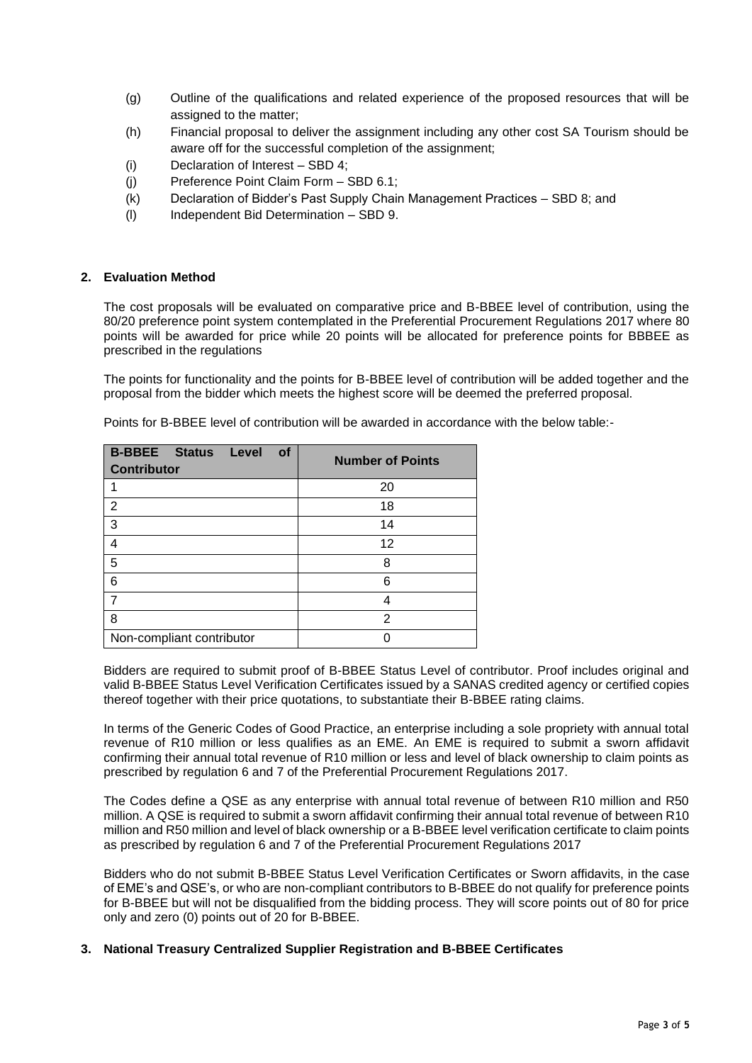(g) Outline of the qualifications and related experience of the proposed resources that will be assigned to the matter;

(h) Financial proposal to deliver the assignment including any other cost SA Tourism should be aware off for the successful completion of the assignment;

(i) Declaration of Interest – SBD 4;

(j) Preference Point Claim Form – SBD 6.1;

(k) Declaration of Bidder's Past Supply Chain Management Practices – SBD 8; and

(l) Independent Bid Determination – SBD 9.

## 2. Evaluation Method

The cost proposals will be evaluated on comparative price and B-BBEE level of contribution, using the 80/20 preference point system contemplated in the Preferential Procurement Regulations 2017 where 80 points will be awarded for price while 20 points will be allocated for preference points for BBBEE as prescribed in the regulations

The points for functionality and the points for B-BBEE level of contribution will be added together and the proposal from the bidder which meets the highest score will be deemed the preferred proposal.

Points for B-BBEE level of contribution will be awarded in accordance with the below table:-

| B-BBEE Status Level of Contributor | Number of Points |
|---|---|
| 1 | 20 |
| 2 | 18 |
| 3 | 14 |
| 4 | 12 |
| 5 | 8 |
| 6 | 6 |
| 7 | 4 |
| 8 | 2 |
| Non-compliant contributor | 0 |

Bidders are required to submit proof of B-BBEE Status Level of contributor. Proof includes original and valid B-BBEE Status Level Verification Certificates issued by a SANAS credited agency or certified copies thereof together with their price quotations, to substantiate their B-BBEE rating claims.

In terms of the Generic Codes of Good Practice, an enterprise including a sole propriety with annual total revenue of R10 million or less qualifies as an EME. An EME is required to submit a sworn affidavit confirming their annual total revenue of R10 million or less and level of black ownership to claim points as prescribed by regulation 6 and 7 of the Preferential Procurement Regulations 2017.

The Codes define a QSE as any enterprise with annual total revenue of between R10 million and R50 million. A QSE is required to submit a sworn affidavit confirming their annual total revenue of between R10 million and R50 million and level of black ownership or a B-BBEE level verification certificate to claim points as prescribed by regulation 6 and 7 of the Preferential Procurement Regulations 2017

Bidders who do not submit B-BBEE Status Level Verification Certificates or Sworn affidavits, in the case of EME's and QSE's, or who are non-compliant contributors to B-BBEE do not qualify for preference points for B-BBEE but will not be disqualified from the bidding process. They will score points out of 80 for price only and zero (0) points out of 20 for B-BBEE.

## 3. National Treasury Centralized Supplier Registration and B-BBEE Certificates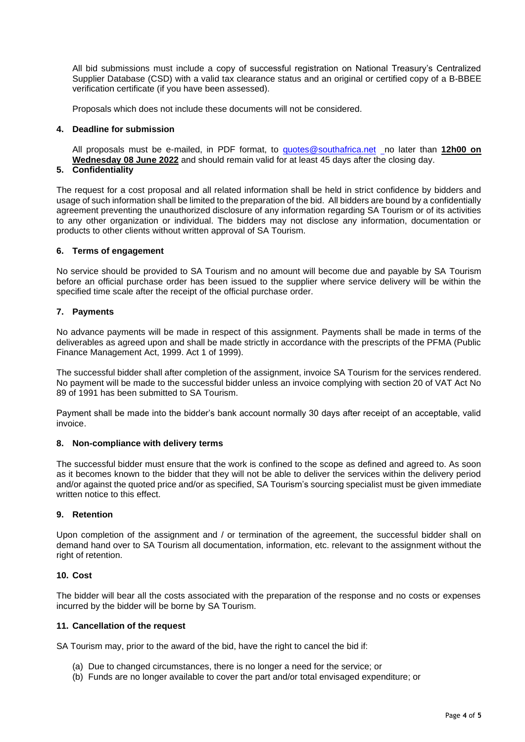All bid submissions must include a copy of successful registration on National Treasury's Centralized Supplier Database (CSD) with a valid tax clearance status and an original or certified copy of a B-BBEE verification certificate (if you have been assessed).

Proposals which does not include these documents will not be considered.

## 4. Deadline for submission

All proposals must be e-mailed, in PDF format, to quotes@southafrica.net no later than **12h00 on Wednesday 08 June 2022** and should remain valid for at least 45 days after the closing day.

## 5. Confidentiality

The request for a cost proposal and all related information shall be held in strict confidence by bidders and usage of such information shall be limited to the preparation of the bid. All bidders are bound by a confidentially agreement preventing the unauthorized disclosure of any information regarding SA Tourism or of its activities to any other organization or individual. The bidders may not disclose any information, documentation or products to other clients without written approval of SA Tourism.

## 6. Terms of engagement

No service should be provided to SA Tourism and no amount will become due and payable by SA Tourism before an official purchase order has been issued to the supplier where service delivery will be within the specified time scale after the receipt of the official purchase order.

## 7. Payments

No advance payments will be made in respect of this assignment. Payments shall be made in terms of the deliverables as agreed upon and shall be made strictly in accordance with the prescripts of the PFMA (Public Finance Management Act, 1999. Act 1 of 1999).

The successful bidder shall after completion of the assignment, invoice SA Tourism for the services rendered. No payment will be made to the successful bidder unless an invoice complying with section 20 of VAT Act No 89 of 1991 has been submitted to SA Tourism.

Payment shall be made into the bidder's bank account normally 30 days after receipt of an acceptable, valid invoice.

## 8. Non-compliance with delivery terms

The successful bidder must ensure that the work is confined to the scope as defined and agreed to. As soon as it becomes known to the bidder that they will not be able to deliver the services within the delivery period and/or against the quoted price and/or as specified, SA Tourism's sourcing specialist must be given immediate written notice to this effect.

## 9. Retention

Upon completion of the assignment and / or termination of the agreement, the successful bidder shall on demand hand over to SA Tourism all documentation, information, etc. relevant to the assignment without the right of retention.

## 10. Cost

The bidder will bear all the costs associated with the preparation of the response and no costs or expenses incurred by the bidder will be borne by SA Tourism.

## 11. Cancellation of the request

SA Tourism may, prior to the award of the bid, have the right to cancel the bid if:

(a) Due to changed circumstances, there is no longer a need for the service; or
(b) Funds are no longer available to cover the part and/or total envisaged expenditure; or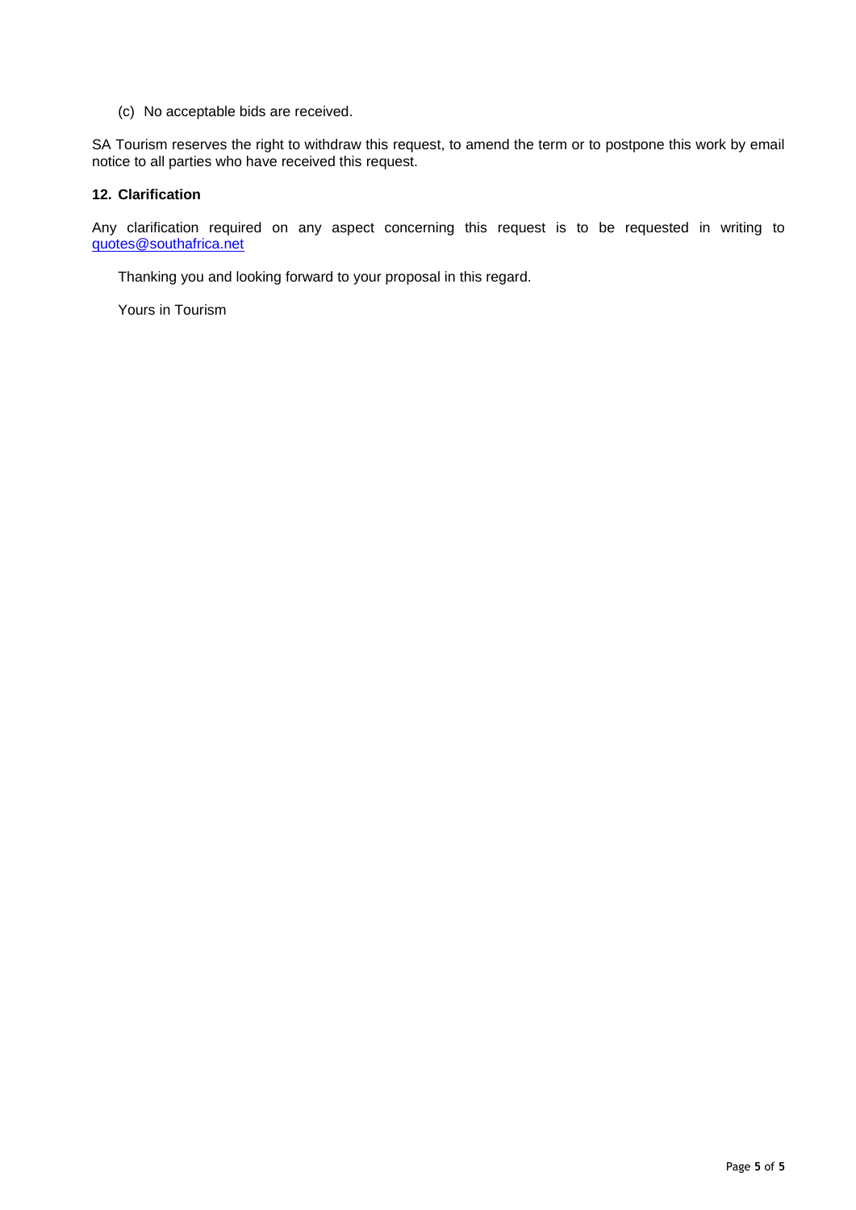(c) No acceptable bids are received.

SA Tourism reserves the right to withdraw this request, to amend the term or to postpone this work by email notice to all parties who have received this request.

**12. Clarification**

Any clarification required on any aspect concerning this request is to be requested in writing to quotes@southafrica.net

Thanking you and looking forward to your proposal in this regard.

Yours in Tourism